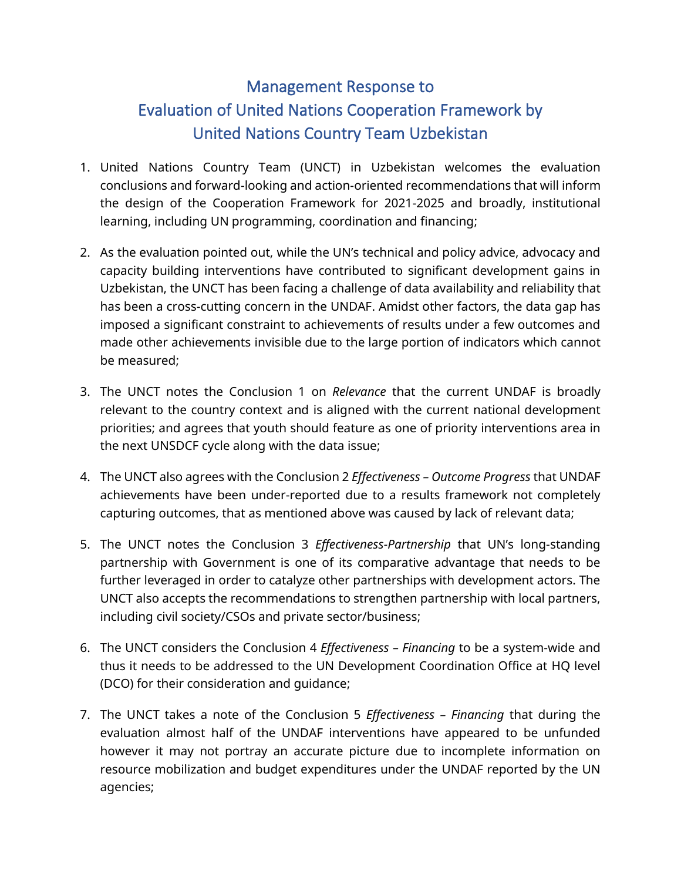# Management Response to Evaluation of United Nations Cooperation Framework by United Nations Country Team Uzbekistan

1. United Nations Country Team (UNCT) in Uzbekistan welcomes the evaluation conclusions and forward-looking and action-oriented recommendations that will inform the design of the Cooperation Framework for 2021-2025 and broadly, institutional learning, including UN programming, coordination and financing;

2. As the evaluation pointed out, while the UN's technical and policy advice, advocacy and capacity building interventions have contributed to significant development gains in Uzbekistan, the UNCT has been facing a challenge of data availability and reliability that has been a cross-cutting concern in the UNDAF. Amidst other factors, the data gap has imposed a significant constraint to achievements of results under a few outcomes and made other achievements invisible due to the large portion of indicators which cannot be measured;

3. The UNCT notes the Conclusion 1 on *Relevance* that the current UNDAF is broadly relevant to the country context and is aligned with the current national development priorities; and agrees that youth should feature as one of priority interventions area in the next UNSDCF cycle along with the data issue;

4. The UNCT also agrees with the Conclusion 2 *Effectiveness – Outcome Progress* that UNDAF achievements have been under-reported due to a results framework not completely capturing outcomes, that as mentioned above was caused by lack of relevant data;

5. The UNCT notes the Conclusion 3 *Effectiveness-Partnership* that UN's long-standing partnership with Government is one of its comparative advantage that needs to be further leveraged in order to catalyze other partnerships with development actors. The UNCT also accepts the recommendations to strengthen partnership with local partners, including civil society/CSOs and private sector/business;

6. The UNCT considers the Conclusion 4 *Effectiveness – Financing* to be a system-wide and thus it needs to be addressed to the UN Development Coordination Office at HQ level (DCO) for their consideration and guidance;

7. The UNCT takes a note of the Conclusion 5 *Effectiveness – Financing* that during the evaluation almost half of the UNDAF interventions have appeared to be unfunded however it may not portray an accurate picture due to incomplete information on resource mobilization and budget expenditures under the UNDAF reported by the UN agencies;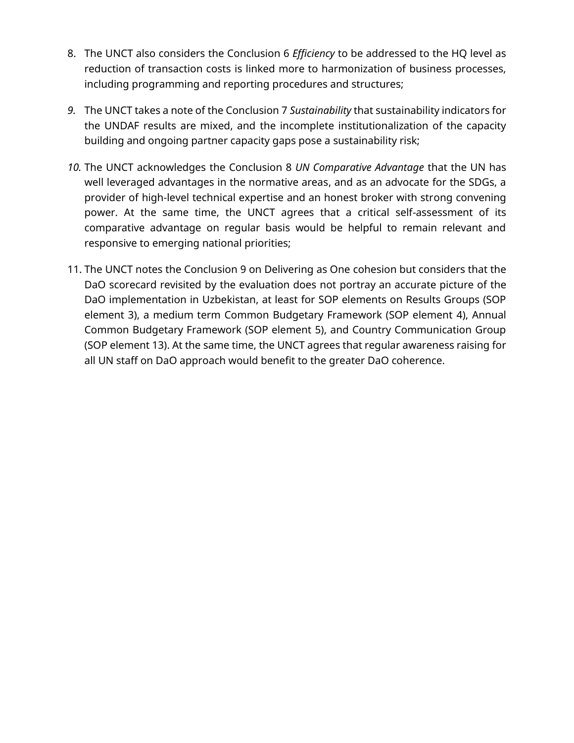8. The UNCT also considers the Conclusion 6 *Efficiency* to be addressed to the HQ level as reduction of transaction costs is linked more to harmonization of business processes, including programming and reporting procedures and structures;

9. The UNCT takes a note of the Conclusion 7 *Sustainability* that sustainability indicators for the UNDAF results are mixed, and the incomplete institutionalization of the capacity building and ongoing partner capacity gaps pose a sustainability risk;

10. The UNCT acknowledges the Conclusion 8 *UN Comparative Advantage* that the UN has well leveraged advantages in the normative areas, and as an advocate for the SDGs, a provider of high-level technical expertise and an honest broker with strong convening power. At the same time, the UNCT agrees that a critical self-assessment of its comparative advantage on regular basis would be helpful to remain relevant and responsive to emerging national priorities;

11. The UNCT notes the Conclusion 9 on Delivering as One cohesion but considers that the DaO scorecard revisited by the evaluation does not portray an accurate picture of the DaO implementation in Uzbekistan, at least for SOP elements on Results Groups (SOP element 3), a medium term Common Budgetary Framework (SOP element 4), Annual Common Budgetary Framework (SOP element 5), and Country Communication Group (SOP element 13). At the same time, the UNCT agrees that regular awareness raising for all UN staff on DaO approach would benefit to the greater DaO coherence.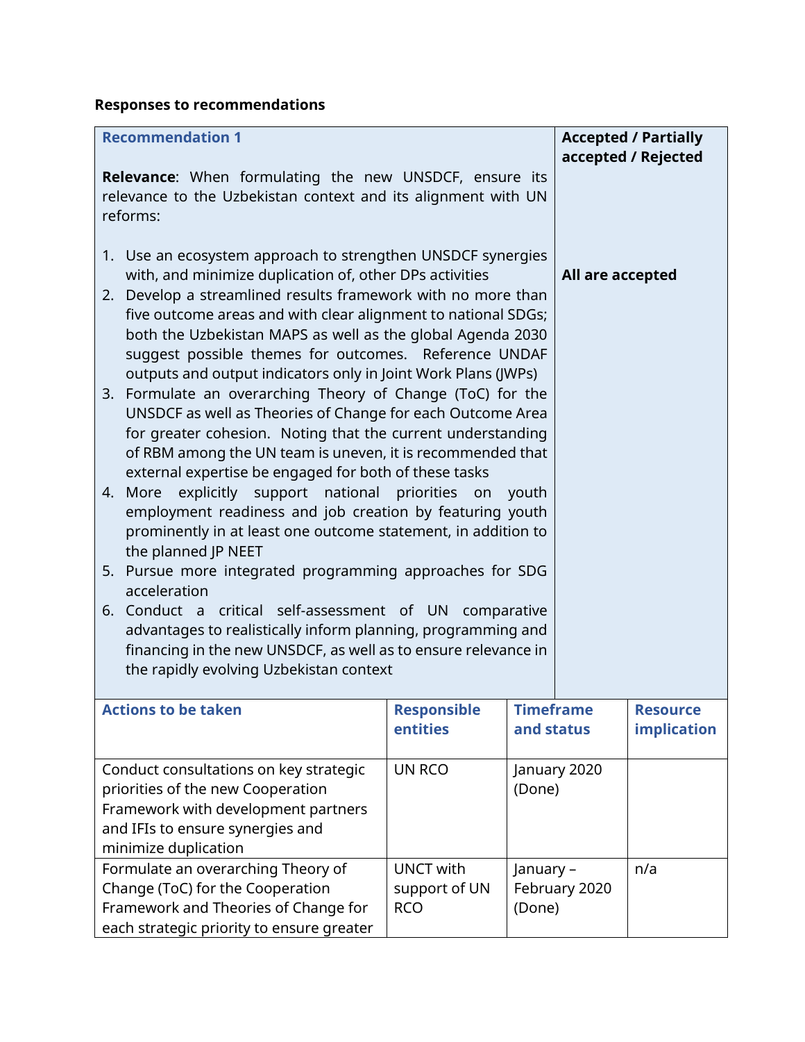**Responses to recommendations**

| **Recommendation 1** | | | **Accepted / Partially accepted / Rejected** |
|---|---|---|---|
| **Relevance**: When formulating the new UNSDCF, ensure its relevance to the Uzbekistan context and its alignment with UN reforms:<br><br>1. Use an ecosystem approach to strengthen UNSDCF synergies with, and minimize duplication of, other DPs activities<br>2. Develop a streamlined results framework with no more than five outcome areas and with clear alignment to national SDGs; both the Uzbekistan MAPS as well as the global Agenda 2030 suggest possible themes for outcomes. Reference UNDAF outputs and output indicators only in Joint Work Plans (JWPs)<br>3. Formulate an overarching Theory of Change (ToC) for the UNSDCF as well as Theories of Change for each Outcome Area for greater cohesion. Noting that the current understanding of RBM among the UN team is uneven, it is recommended that external expertise be engaged for both of these tasks<br>4. More explicitly support national priorities on youth employment readiness and job creation by featuring youth prominently in at least one outcome statement, in addition to the planned JP NEET<br>5. Pursue more integrated programming approaches for SDG acceleration<br>6. Conduct a critical self-assessment of UN comparative advantages to realistically inform planning, programming and financing in the new UNSDCF, as well as to ensure relevance in the rapidly evolving Uzbekistan context | | | **All are accepted** |
| **Actions to be taken** | **Responsible entities** | **Timeframe and status** | **Resource implication** |
| Conduct consultations on key strategic priorities of the new Cooperation Framework with development partners and IFIs to ensure synergies and minimize duplication | UN RCO | January 2020 (Done) | |
| Formulate an overarching Theory of Change (ToC) for the Cooperation Framework and Theories of Change for each strategic priority to ensure greater | UNCT with support of UN RCO | January – February 2020 (Done) | n/a |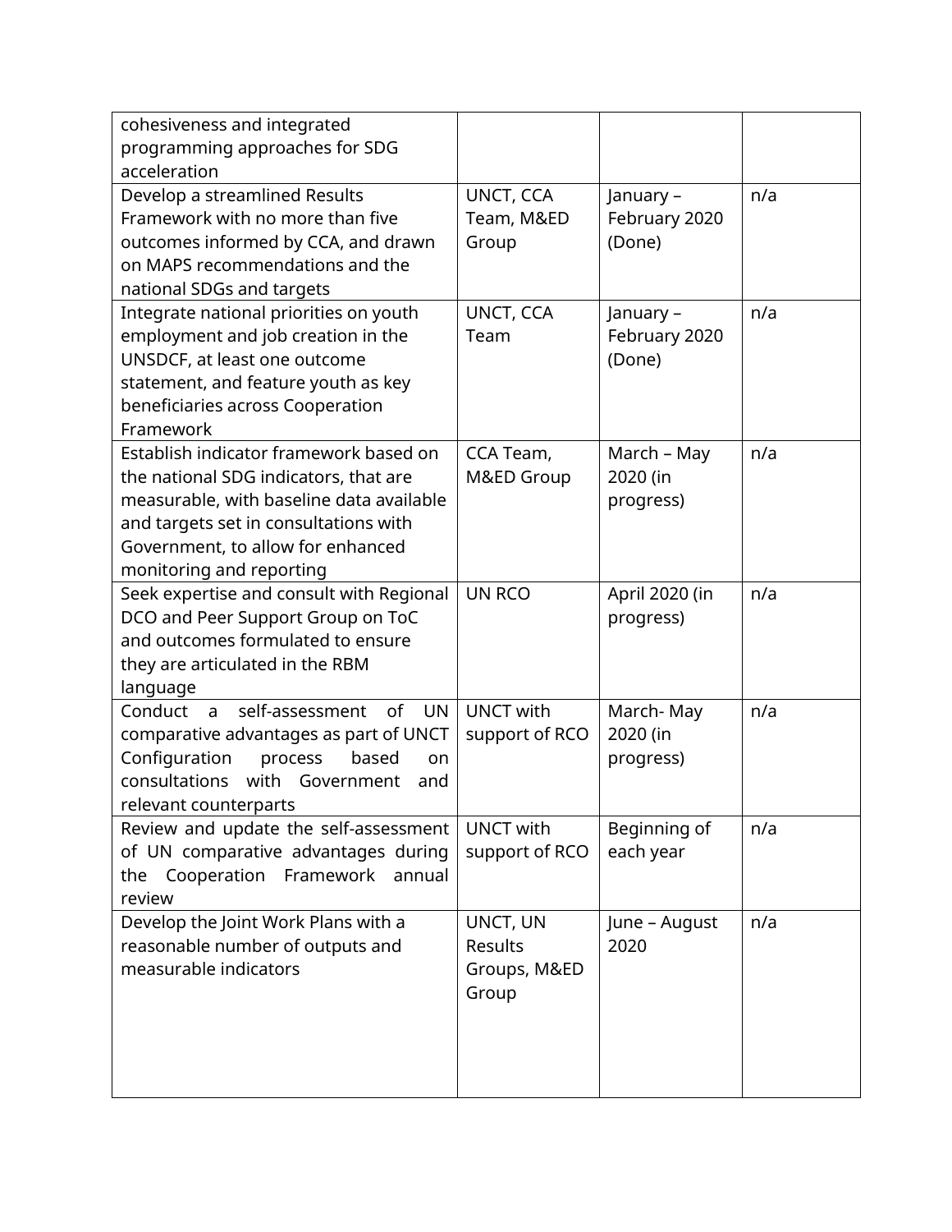| | | | |
|---|---|---|---|
| cohesiveness and integrated programming approaches for SDG acceleration | | | |
| Develop a streamlined Results Framework with no more than five outcomes informed by CCA, and drawn on MAPS recommendations and the national SDGs and targets | UNCT, CCA Team, M&ED Group | January – February 2020 (Done) | n/a |
| Integrate national priorities on youth employment and job creation in the UNSDCF, at least one outcome statement, and feature youth as key beneficiaries across Cooperation Framework | UNCT, CCA Team | January – February 2020 (Done) | n/a |
| Establish indicator framework based on the national SDG indicators, that are measurable, with baseline data available and targets set in consultations with Government, to allow for enhanced monitoring and reporting | CCA Team, M&ED Group | March – May 2020 (in progress) | n/a |
| Seek expertise and consult with Regional DCO and Peer Support Group on ToC and outcomes formulated to ensure they are articulated in the RBM language | UN RCO | April 2020 (in progress) | n/a |
| Conduct a self-assessment of UN comparative advantages as part of UNCT Configuration process based on consultations with Government and relevant counterparts | UNCT with support of RCO | March- May 2020 (in progress) | n/a |
| Review and update the self-assessment of UN comparative advantages during the Cooperation Framework annual review | UNCT with support of RCO | Beginning of each year | n/a |
| Develop the Joint Work Plans with a reasonable number of outputs and measurable indicators | UNCT, UN Results Groups, M&ED Group | June – August 2020 | n/a |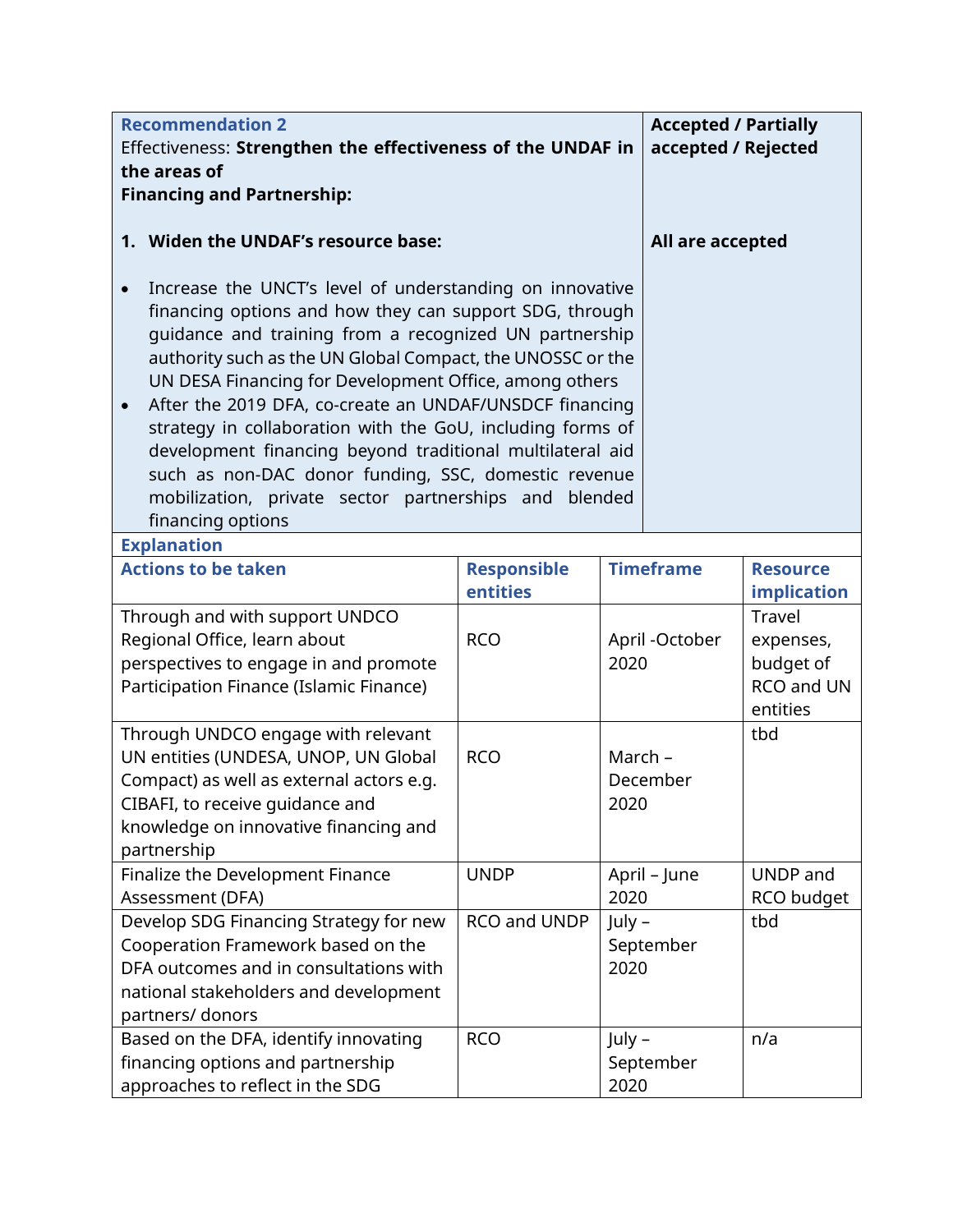| **Recommendation 2**<br>Effectiveness: **Strengthen the effectiveness of the UNDAF in the areas of Financing and Partnership:**<br><br>**1. Widen the UNDAF's resource base:**<br><br>• Increase the UNCT's level of understanding on innovative financing options and how they can support SDG, through guidance and training from a recognized UN partnership authority such as the UN Global Compact, the UNOSSC or the UN DESA Financing for Development Office, among others<br>• After the 2019 DFA, co-create an UNDAF/UNSDCF financing strategy in collaboration with the GoU, including forms of development financing beyond traditional multilateral aid such as non-DAC donor funding, SSC, domestic revenue mobilization, private sector partnerships and blended financing options | | **Accepted / Partially accepted / Rejected**<br><br>**All are accepted** | |
|---|---|---|---|
| **Explanation** | | | |
| **Actions to be taken** | **Responsible entities** | **Timeframe** | **Resource implication** |
| Through and with support UNDCO Regional Office, learn about perspectives to engage in and promote Participation Finance (Islamic Finance) | RCO | April -October 2020 | Travel expenses, budget of RCO and UN entities |
| Through UNDCO engage with relevant UN entities (UNDESA, UNOP, UN Global Compact) as well as external actors e.g. CIBAFI, to receive guidance and knowledge on innovative financing and partnership | RCO | March – December 2020 | tbd |
| Finalize the Development Finance Assessment (DFA) | UNDP | April – June 2020 | UNDP and RCO budget |
| Develop SDG Financing Strategy for new Cooperation Framework based on the DFA outcomes and in consultations with national stakeholders and development partners/ donors | RCO and UNDP | July – September 2020 | tbd |
| Based on the DFA, identify innovating financing options and partnership approaches to reflect in the SDG | RCO | July – September 2020 | n/a |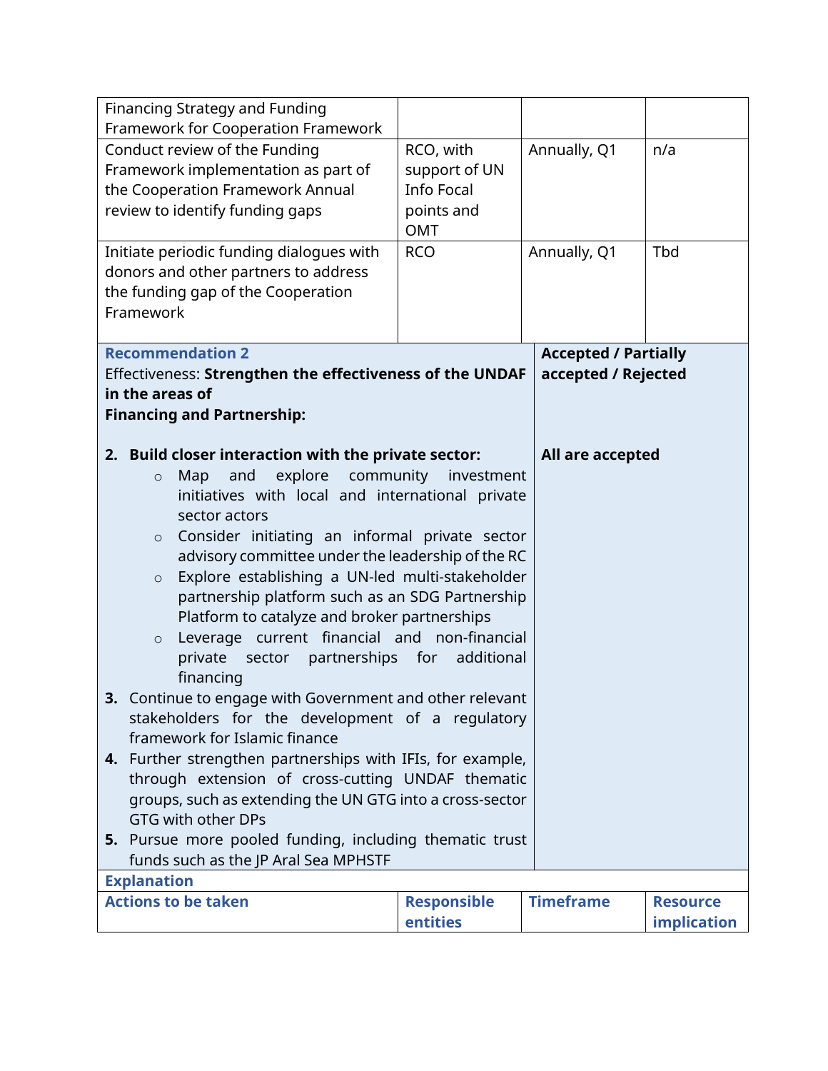| Financing Strategy and Funding Framework for Cooperation Framework | | | |
|---|---|---|---|
| Conduct review of the Funding Framework implementation as part of the Cooperation Framework Annual review to identify funding gaps | RCO, with support of UN Info Focal points and OMT | Annually, Q1 | n/a |
| Initiate periodic funding dialogues with donors and other partners to address the funding gap of the Cooperation Framework | RCO | Annually, Q1 | Tbd |

| **Recommendation 2**<br>Effectiveness: **Strengthen the effectiveness of the UNDAF in the areas of**<br>**Financing and Partnership:** | **Accepted / Partially accepted / Rejected** |
|---|---|
| **2. Build closer interaction with the private sector:**<br>○ Map and explore community investment initiatives with local and international private sector actors<br>○ Consider initiating an informal private sector advisory committee under the leadership of the RC<br>○ Explore establishing a UN-led multi-stakeholder partnership platform such as an SDG Partnership Platform to catalyze and broker partnerships<br>○ Leverage current financial and non-financial private sector partnerships for additional financing<br>**3.** Continue to engage with Government and other relevant stakeholders for the development of a regulatory framework for Islamic finance<br>**4.** Further strengthen partnerships with IFIs, for example, through extension of cross-cutting UNDAF thematic groups, such as extending the UN GTG into a cross-sector GTG with other DPs<br>**5.** Pursue more pooled funding, including thematic trust funds such as the JP Aral Sea MPHSTF | **All are accepted** |
| **Explanation** | |

| **Actions to be taken** | **Responsible entities** | **Timeframe** | **Resource implication** |
|---|---|---|---|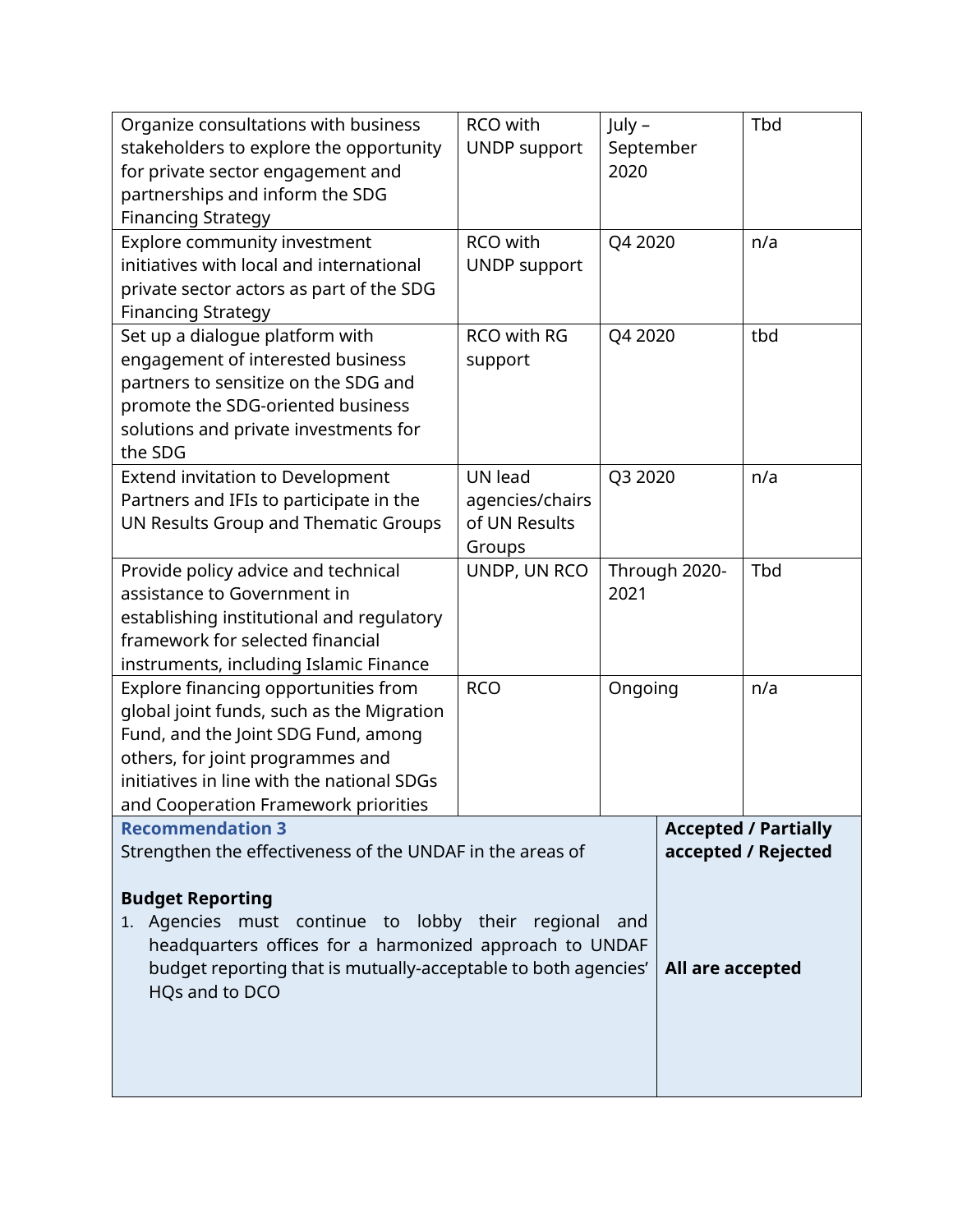| | | | |
|---|---|---|---|
| Organize consultations with business stakeholders to explore the opportunity for private sector engagement and partnerships and inform the SDG Financing Strategy | RCO with UNDP support | July – September 2020 | Tbd |
| Explore community investment initiatives with local and international private sector actors as part of the SDG Financing Strategy | RCO with UNDP support | Q4 2020 | n/a |
| Set up a dialogue platform with engagement of interested business partners to sensitize on the SDG and promote the SDG-oriented business solutions and private investments for the SDG | RCO with RG support | Q4 2020 | tbd |
| Extend invitation to Development Partners and IFIs to participate in the UN Results Group and Thematic Groups | UN lead agencies/chairs of UN Results Groups | Q3 2020 | n/a |
| Provide policy advice and technical assistance to Government in establishing institutional and regulatory framework for selected financial instruments, including Islamic Finance | UNDP, UN RCO | Through 2020-2021 | Tbd |
| Explore financing opportunities from global joint funds, such as the Migration Fund, and the Joint SDG Fund, among others, for joint programmes and initiatives in line with the national SDGs and Cooperation Framework priorities | RCO | Ongoing | n/a |

| Recommendation 3 | Accepted / Partially accepted / Rejected |
|---|---|
| Strengthen the effectiveness of the UNDAF in the areas of<br><br>**Budget Reporting**<br>1. Agencies must continue to lobby their regional and headquarters offices for a harmonized approach to UNDAF budget reporting that is mutually-acceptable to both agencies' HQs and to DCO | **All are accepted** |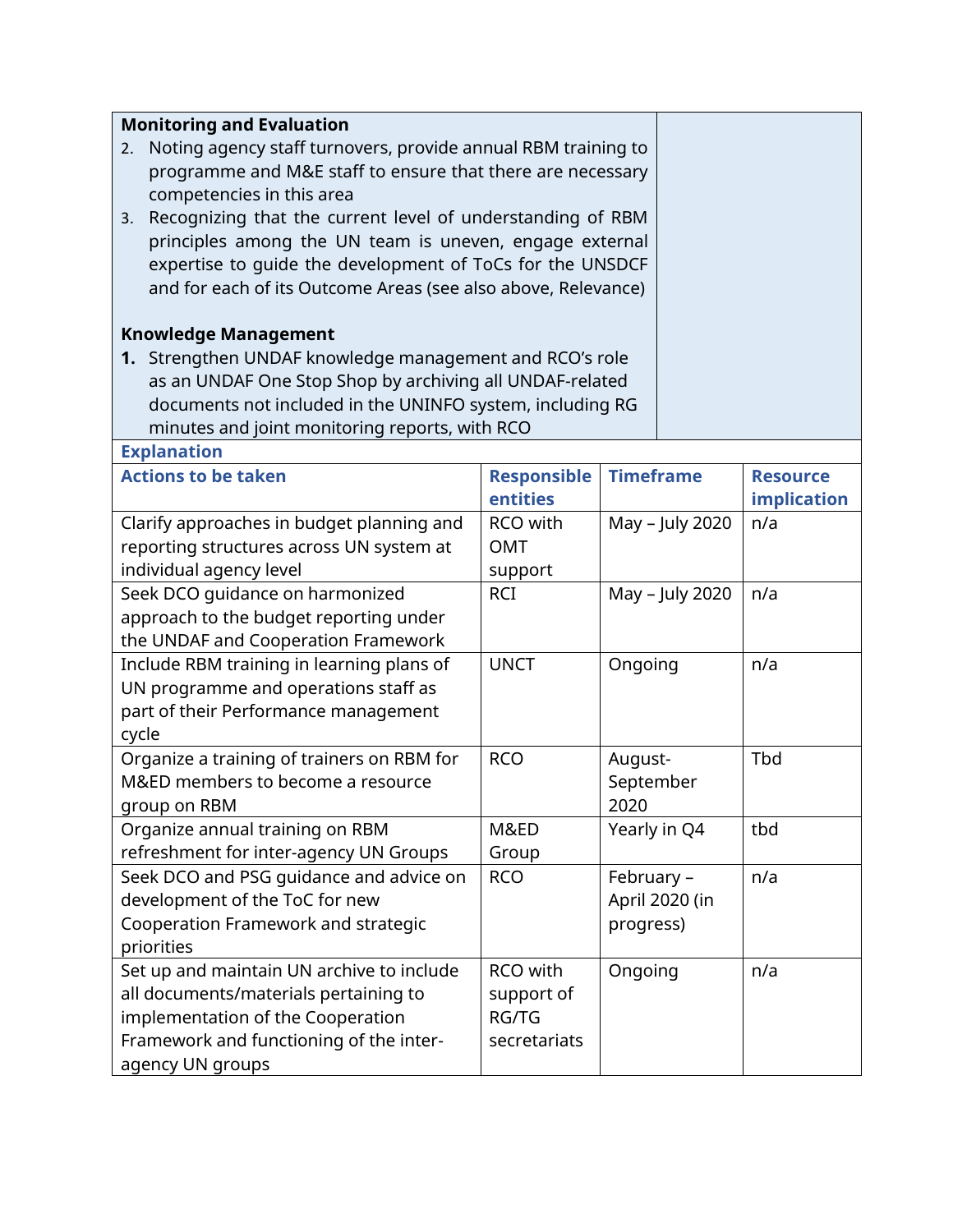**Monitoring and Evaluation**

2. Noting agency staff turnovers, provide annual RBM training to programme and M&E staff to ensure that there are necessary competencies in this area
3. Recognizing that the current level of understanding of RBM principles among the UN team is uneven, engage external expertise to guide the development of ToCs for the UNSDCF and for each of its Outcome Areas (see also above, Relevance)

**Knowledge Management**

1. Strengthen UNDAF knowledge management and RCO's role as an UNDAF One Stop Shop by archiving all UNDAF-related documents not included in the UNINFO system, including RG minutes and joint monitoring reports, with RCO

**Explanation**

| Actions to be taken | Responsible entities | Timeframe | Resource implication |
|---|---|---|---|
| Clarify approaches in budget planning and reporting structures across UN system at individual agency level | RCO with OMT support | May – July 2020 | n/a |
| Seek DCO guidance on harmonized approach to the budget reporting under the UNDAF and Cooperation Framework | RCI | May – July 2020 | n/a |
| Include RBM training in learning plans of UN programme and operations staff as part of their Performance management cycle | UNCT | Ongoing | n/a |
| Organize a training of trainers on RBM for M&ED members to become a resource group on RBM | RCO | August-September 2020 | Tbd |
| Organize annual training on RBM refreshment for inter-agency UN Groups | M&ED Group | Yearly in Q4 | tbd |
| Seek DCO and PSG guidance and advice on development of the ToC for new Cooperation Framework and strategic priorities | RCO | February – April 2020 (in progress) | n/a |
| Set up and maintain UN archive to include all documents/materials pertaining to implementation of the Cooperation Framework and functioning of the inter-agency UN groups | RCO with support of RG/TG secretariats | Ongoing | n/a |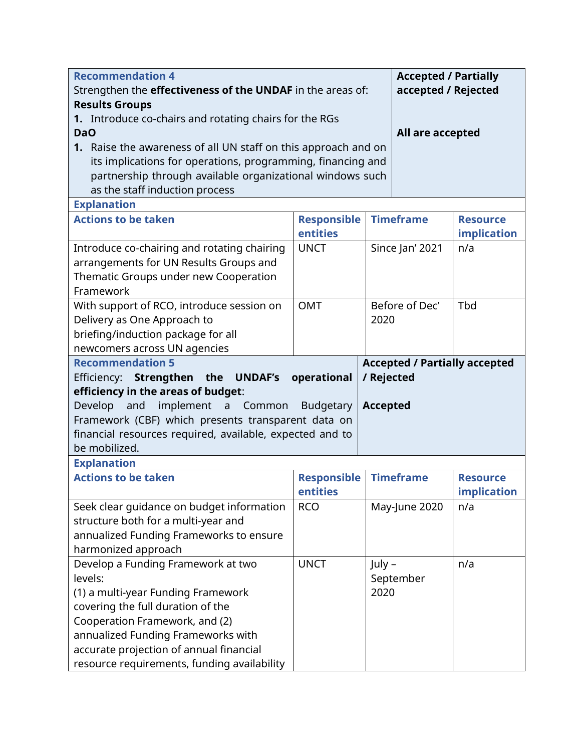| **Recommendation 4**<br>Strengthen the **effectiveness of the UNDAF** in the areas of:<br>**Results Groups**<br>**1.** Introduce co-chairs and rotating chairs for the RGs<br>**DaO**<br>**1.** Raise the awareness of all UN staff on this approach and on its implications for operations, programming, financing and partnership through available organizational windows such as the staff induction process | | | **Accepted / Partially accepted / Rejected**<br><br>**All are accepted** |
|---|---|---|---|
| **Explanation** | | | |
| **Actions to be taken** | **Responsible entities** | **Timeframe** | **Resource implication** |
| Introduce co-chairing and rotating chairing arrangements for UN Results Groups and Thematic Groups under new Cooperation Framework | UNCT | Since Jan' 2021 | n/a |
| With support of RCO, introduce session on Delivery as One Approach to briefing/induction package for all newcomers across UN agencies | OMT | Before of Dec' 2020 | Tbd |
| **Recommendation 5**<br>Efficiency: **Strengthen the UNDAF's operational efficiency in the areas of budget**:<br>Develop and implement a Common Budgetary Framework (CBF) which presents transparent data on financial resources required, available, expected and to be mobilized. | | **Accepted / Partially accepted / Rejected**<br><br>**Accepted** | |
| **Explanation** | | | |
| **Actions to be taken** | **Responsible entities** | **Timeframe** | **Resource implication** |
| Seek clear guidance on budget information structure both for a multi-year and annualized Funding Frameworks to ensure harmonized approach | RCO | May-June 2020 | n/a |
| Develop a Funding Framework at two levels:<br>(1) a multi-year Funding Framework covering the full duration of the Cooperation Framework, and (2) annualized Funding Frameworks with accurate projection of annual financial resource requirements, funding availability | UNCT | July – September 2020 | n/a |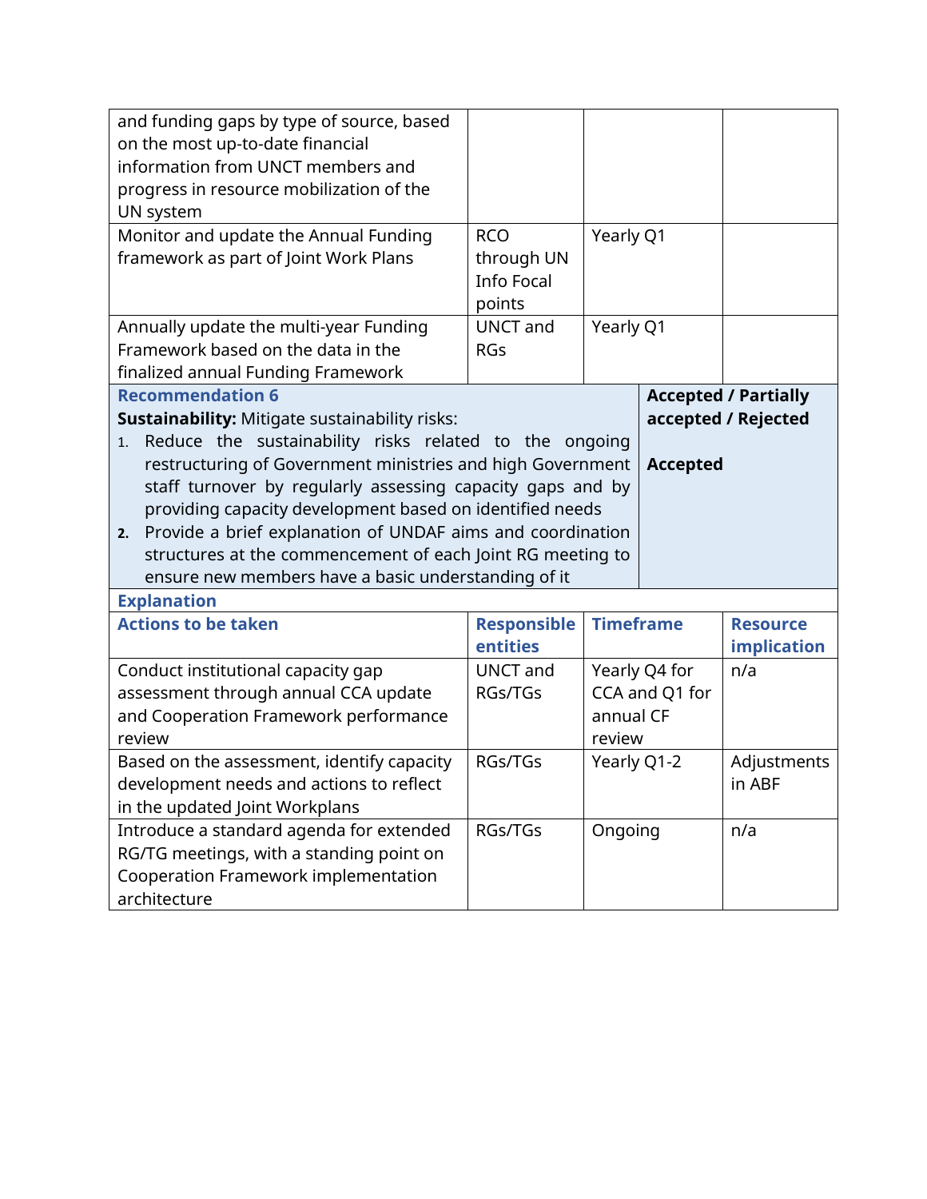| | | | |
|---|---|---|---|
| and funding gaps by type of source, based on the most up-to-date financial information from UNCT members and progress in resource mobilization of the UN system | | | |
| Monitor and update the Annual Funding framework as part of Joint Work Plans | RCO through UN Info Focal points | Yearly Q1 | |
| Annually update the multi-year Funding Framework based on the data in the finalized annual Funding Framework | UNCT and RGs | Yearly Q1 | |

| | |
|---|---|
| **Recommendation 6**<br>**Sustainability:** Mitigate sustainability risks:<br>1. Reduce the sustainability risks related to the ongoing restructuring of Government ministries and high Government staff turnover by regularly assessing capacity gaps and by providing capacity development based on identified needs<br>2. Provide a brief explanation of UNDAF aims and coordination structures at the commencement of each Joint RG meeting to ensure new members have a basic understanding of it | **Accepted / Partially accepted / Rejected**<br><br>**Accepted** |
| **Explanation** | |

| **Actions to be taken** | **Responsible entities** | **Timeframe** | **Resource implication** |
|---|---|---|---|
| Conduct institutional capacity gap assessment through annual CCA update and Cooperation Framework performance review | UNCT and RGs/TGs | Yearly Q4 for CCA and Q1 for annual CF review | n/a |
| Based on the assessment, identify capacity development needs and actions to reflect in the updated Joint Workplans | RGs/TGs | Yearly Q1-2 | Adjustments in ABF |
| Introduce a standard agenda for extended RG/TG meetings, with a standing point on Cooperation Framework implementation architecture | RGs/TGs | Ongoing | n/a |